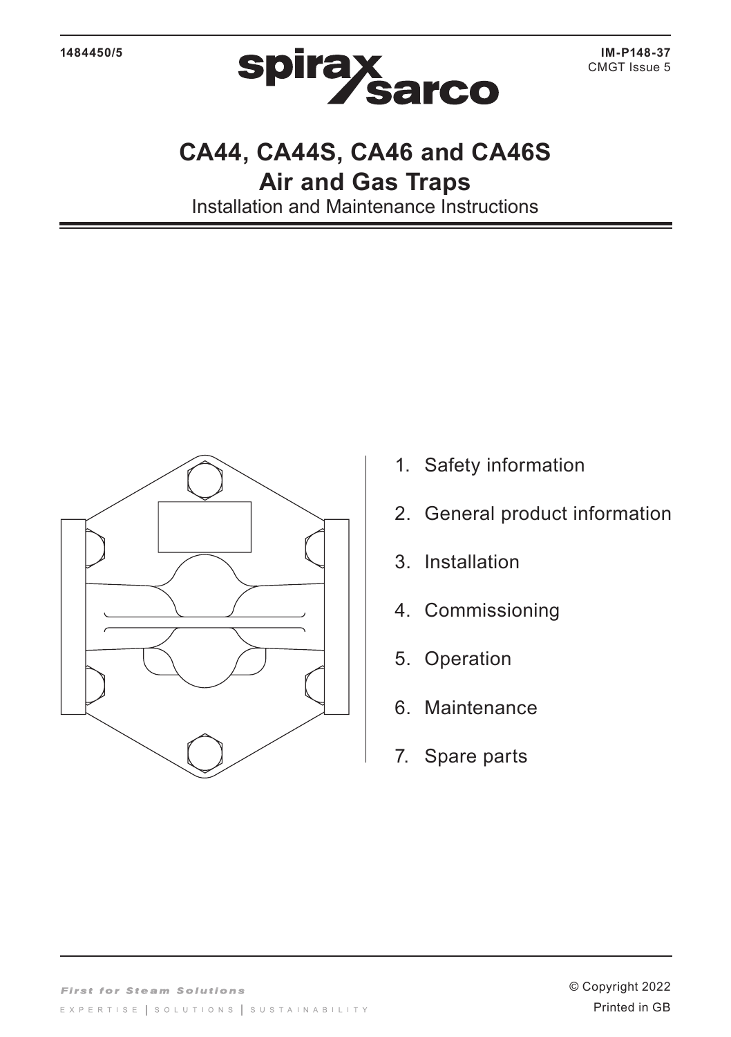1484450/5

IM-P148-37
CMGT Issue 5

# CA44, CA44S, CA46 and CA46S
# Air and Gas Traps

Installation and Maintenance Instructions

1. Safety information
2. General product information
3. Installation
4. Commissioning
5. Operation
6. Maintenance
7. Spare parts

© Copyright 2022

Printed in GB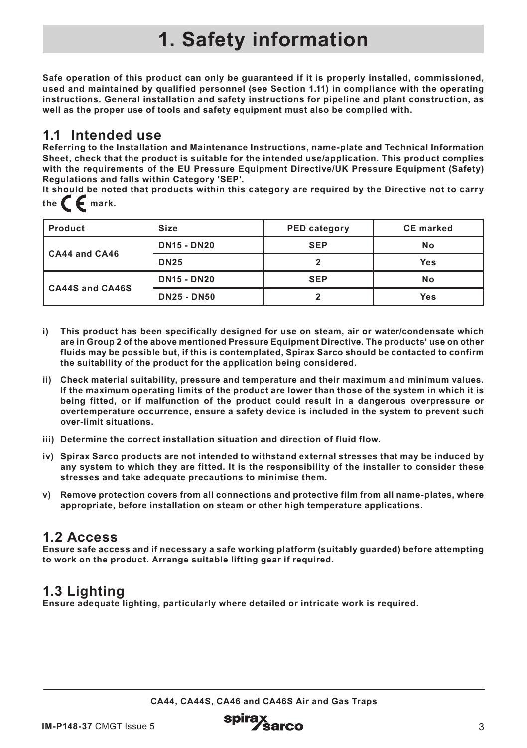# 1. Safety information

**Safe operation of this product can only be guaranteed if it is properly installed, commissioned, used and maintained by qualified personnel (see Section 1.11) in compliance with the operating instructions. General installation and safety instructions for pipeline and plant construction, as well as the proper use of tools and safety equipment must also be complied with.**

## 1.1 Intended use

**Referring to the Installation and Maintenance Instructions, name-plate and Technical Information Sheet, check that the product is suitable for the intended use/application. This product complies with the requirements of the EU Pressure Equipment Directive/UK Pressure Equipment (Safety) Regulations and falls within Category 'SEP'.**

**It should be noted that products within this category are required by the Directive not to carry the CE mark.**

| Product | Size | PED category | CE marked |
|---|---|---|---|
| CA44 and CA46 | DN15 - DN20 | SEP | No |
| | DN25 | 2 | Yes |
| CA44S and CA46S | DN15 - DN20 | SEP | No |
| | DN25 - DN50 | 2 | Yes |

**i) This product has been specifically designed for use on steam, air or water/condensate which are in Group 2 of the above mentioned Pressure Equipment Directive. The products' use on other fluids may be possible but, if this is contemplated, Spirax Sarco should be contacted to confirm the suitability of the product for the application being considered.**

**ii) Check material suitability, pressure and temperature and their maximum and minimum values. If the maximum operating limits of the product are lower than those of the system in which it is being fitted, or if malfunction of the product could result in a dangerous overpressure or overtemperature occurrence, ensure a safety device is included in the system to prevent such over-limit situations.**

**iii) Determine the correct installation situation and direction of fluid flow.**

**iv) Spirax Sarco products are not intended to withstand external stresses that may be induced by any system to which they are fitted. It is the responsibility of the installer to consider these stresses and take adequate precautions to minimise them.**

**v) Remove protection covers from all connections and protective film from all name-plates, where appropriate, before installation on steam or other high temperature applications.**

## 1.2 Access

**Ensure safe access and if necessary a safe working platform (suitably guarded) before attempting to work on the product. Arrange suitable lifting gear if required.**

## 1.3 Lighting

**Ensure adequate lighting, particularly where detailed or intricate work is required.**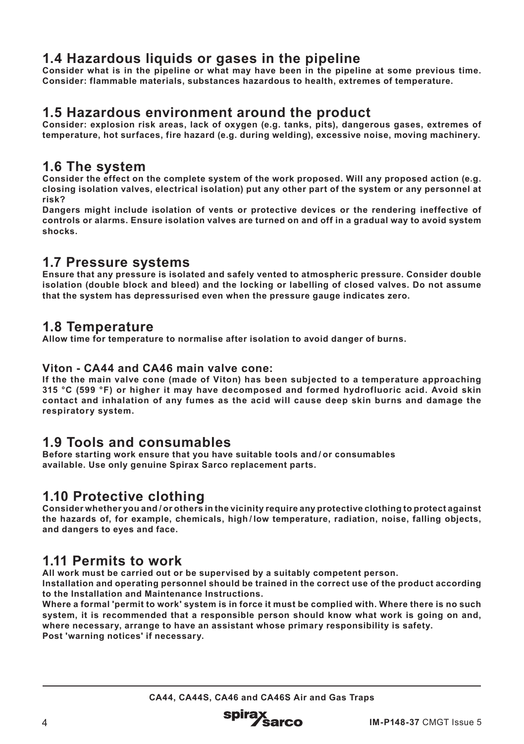## 1.4 Hazardous liquids or gases in the pipeline

**Consider what is in the pipeline or what may have been in the pipeline at some previous time. Consider: flammable materials, substances hazardous to health, extremes of temperature.**

## 1.5 Hazardous environment around the product

**Consider: explosion risk areas, lack of oxygen (e.g. tanks, pits), dangerous gases, extremes of temperature, hot surfaces, fire hazard (e.g. during welding), excessive noise, moving machinery.**

## 1.6 The system

**Consider the effect on the complete system of the work proposed. Will any proposed action (e.g. closing isolation valves, electrical isolation) put any other part of the system or any personnel at risk?**

**Dangers might include isolation of vents or protective devices or the rendering ineffective of controls or alarms. Ensure isolation valves are turned on and off in a gradual way to avoid system shocks.**

## 1.7 Pressure systems

**Ensure that any pressure is isolated and safely vented to atmospheric pressure. Consider double isolation (double block and bleed) and the locking or labelling of closed valves. Do not assume that the system has depressurised even when the pressure gauge indicates zero.**

## 1.8 Temperature

**Allow time for temperature to normalise after isolation to avoid danger of burns.**

### Viton - CA44 and CA46 main valve cone:

**If the the main valve cone (made of Viton) has been subjected to a temperature approaching 315 °C (599 °F) or higher it may have decomposed and formed hydrofluoric acid. Avoid skin contact and inhalation of any fumes as the acid will cause deep skin burns and damage the respiratory system.**

## 1.9 Tools and consumables

**Before starting work ensure that you have suitable tools and / or consumables available. Use only genuine Spirax Sarco replacement parts.**

## 1.10 Protective clothing

**Consider whether you and / or others in the vicinity require any protective clothing to protect against the hazards of, for example, chemicals, high / low temperature, radiation, noise, falling objects, and dangers to eyes and face.**

## 1.11 Permits to work

**All work must be carried out or be supervised by a suitably competent person.**

**Installation and operating personnel should be trained in the correct use of the product according to the Installation and Maintenance Instructions.**

**Where a formal 'permit to work' system is in force it must be complied with. Where there is no such system, it is recommended that a responsible person should know what work is going on and, where necessary, arrange to have an assistant whose primary responsibility is safety.**

**Post 'warning notices' if necessary.**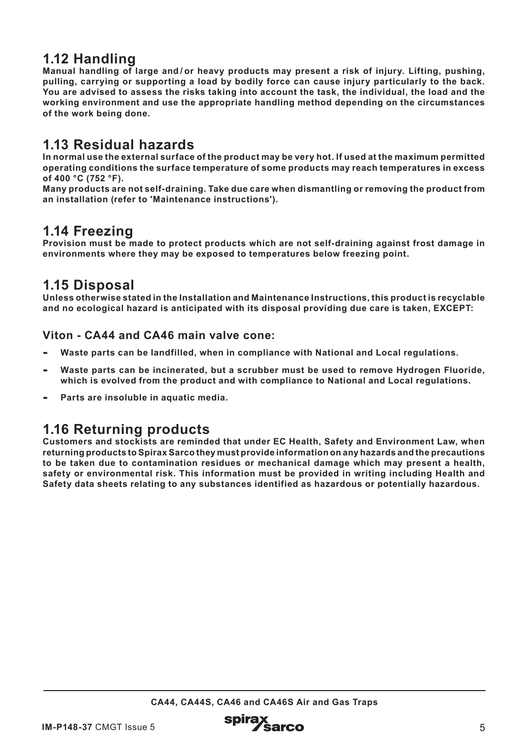## 1.12 Handling

**Manual handling of large and / or heavy products may present a risk of injury. Lifting, pushing, pulling, carrying or supporting a load by bodily force can cause injury particularly to the back. You are advised to assess the risks taking into account the task, the individual, the load and the working environment and use the appropriate handling method depending on the circumstances of the work being done.**

## 1.13 Residual hazards

**In normal use the external surface of the product may be very hot. If used at the maximum permitted operating conditions the surface temperature of some products may reach temperatures in excess of 400 °C (752 °F).**

**Many products are not self-draining. Take due care when dismantling or removing the product from an installation (refer to 'Maintenance instructions').**

## 1.14 Freezing

**Provision must be made to protect products which are not self-draining against frost damage in environments where they may be exposed to temperatures below freezing point.**

## 1.15 Disposal

**Unless otherwise stated in the Installation and Maintenance Instructions, this product is recyclable and no ecological hazard is anticipated with its disposal providing due care is taken, EXCEPT:**

### Viton - CA44 and CA46 main valve cone:

- **Waste parts can be landfilled, when in compliance with National and Local regulations.**
- **Waste parts can be incinerated, but a scrubber must be used to remove Hydrogen Fluoride, which is evolved from the product and with compliance to National and Local regulations.**
- **Parts are insoluble in aquatic media.**

## 1.16 Returning products

**Customers and stockists are reminded that under EC Health, Safety and Environment Law, when returning products to Spirax Sarco they must provide information on any hazards and the precautions to be taken due to contamination residues or mechanical damage which may present a health, safety or environmental risk. This information must be provided in writing including Health and Safety data sheets relating to any substances identified as hazardous or potentially hazardous.**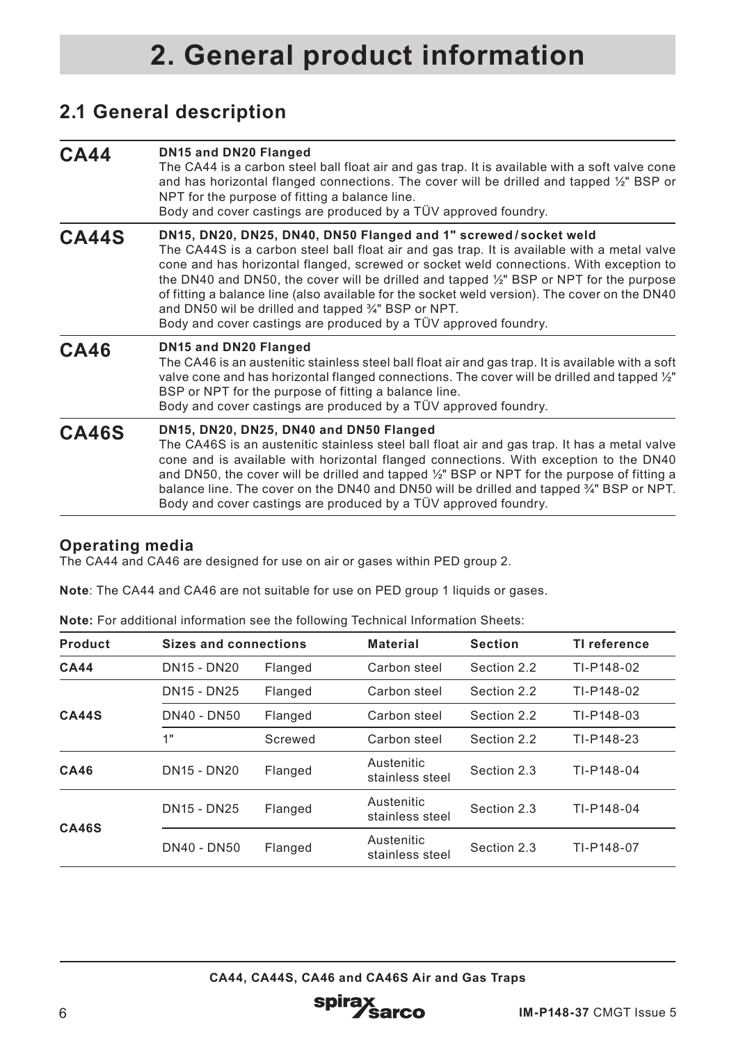# 2. General product information

## 2.1 General description

### CA44

**DN15 and DN20 Flanged**

The CA44 is a carbon steel ball float air and gas trap. It is available with a soft valve cone and has horizontal flanged connections. The cover will be drilled and tapped ½" BSP or NPT for the purpose of fitting a balance line.

Body and cover castings are produced by a TÜV approved foundry.

### CA44S

**DN15, DN20, DN25, DN40, DN50 Flanged and 1" screwed / socket weld**

The CA44S is a carbon steel ball float air and gas trap. It is available with a metal valve cone and has horizontal flanged, screwed or socket weld connections. With exception to the DN40 and DN50, the cover will be drilled and tapped ½" BSP or NPT for the purpose of fitting a balance line (also available for the socket weld version). The cover on the DN40 and DN50 wil be drilled and tapped ¾" BSP or NPT.

Body and cover castings are produced by a TÜV approved foundry.

### CA46

**DN15 and DN20 Flanged**

The CA46 is an austenitic stainless steel ball float air and gas trap. It is available with a soft valve cone and has horizontal flanged connections. The cover will be drilled and tapped ½" BSP or NPT for the purpose of fitting a balance line.

Body and cover castings are produced by a TÜV approved foundry.

### CA46S

**DN15, DN20, DN25, DN40 and DN50 Flanged**

The CA46S is an austenitic stainless steel ball float air and gas trap. It has a metal valve cone and is available with horizontal flanged connections. With exception to the DN40 and DN50, the cover will be drilled and tapped ½" BSP or NPT for the purpose of fitting a balance line. The cover on the DN40 and DN50 will be drilled and tapped ¾" BSP or NPT.

Body and cover castings are produced by a TÜV approved foundry.

### Operating media

The CA44 and CA46 are designed for use on air or gases within PED group 2.

**Note**: The CA44 and CA46 are not suitable for use on PED group 1 liquids or gases.

**Note:** For additional information see the following Technical Information Sheets:

| Product | Sizes and connections | | Material | Section | TI reference |
|---|---|---|---|---|---|
| **CA44** | DN15 - DN20 | Flanged | Carbon steel | Section 2.2 | TI-P148-02 |
| **CA44S** | DN15 - DN25 | Flanged | Carbon steel | Section 2.2 | TI-P148-02 |
| | DN40 - DN50 | Flanged | Carbon steel | Section 2.2 | TI-P148-03 |
| | 1" | Screwed | Carbon steel | Section 2.2 | TI-P148-23 |
| **CA46** | DN15 - DN20 | Flanged | Austenitic stainless steel | Section 2.3 | TI-P148-04 |
| **CA46S** | DN15 - DN25 | Flanged | Austenitic stainless steel | Section 2.3 | TI-P148-04 |
| | DN40 - DN50 | Flanged | Austenitic stainless steel | Section 2.3 | TI-P148-07 |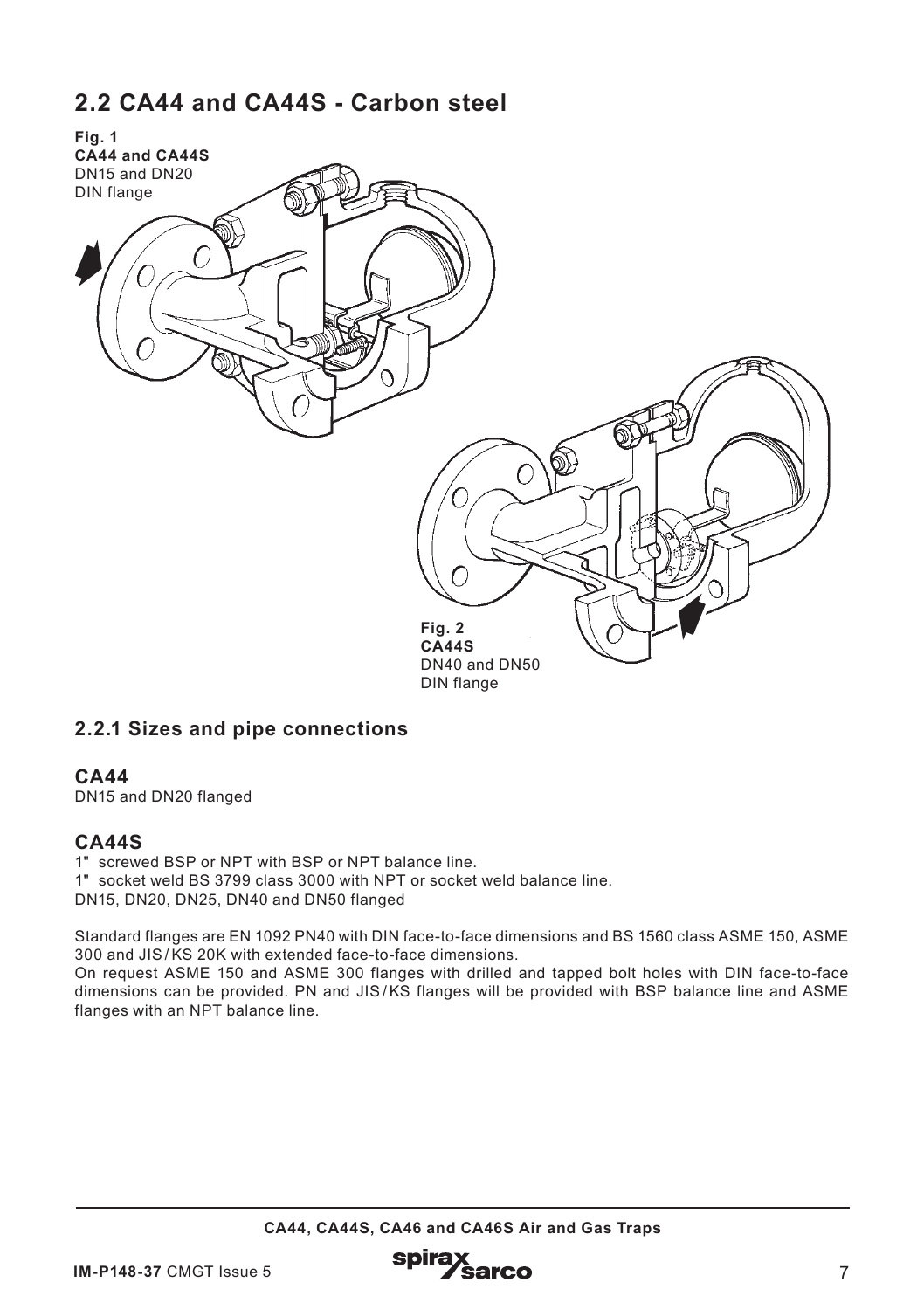## 2.2 CA44 and CA44S - Carbon steel

**Fig. 1**
**CA44 and CA44S**
DN15 and DN20
DIN flange

**Fig. 2**
**CA44S**
DN40 and DN50
DIN flange

### 2.2.1 Sizes and pipe connections

#### CA44

DN15 and DN20 flanged

#### CA44S

1" screwed BSP or NPT with BSP or NPT balance line.
1" socket weld BS 3799 class 3000 with NPT or socket weld balance line.
DN15, DN20, DN25, DN40 and DN50 flanged

Standard flanges are EN 1092 PN40 with DIN face-to-face dimensions and BS 1560 class ASME 150, ASME 300 and JIS / KS 20K with extended face-to-face dimensions.
On request ASME 150 and ASME 300 flanges with drilled and tapped bolt holes with DIN face-to-face dimensions can be provided. PN and JIS / KS flanges will be provided with BSP balance line and ASME flanges with an NPT balance line.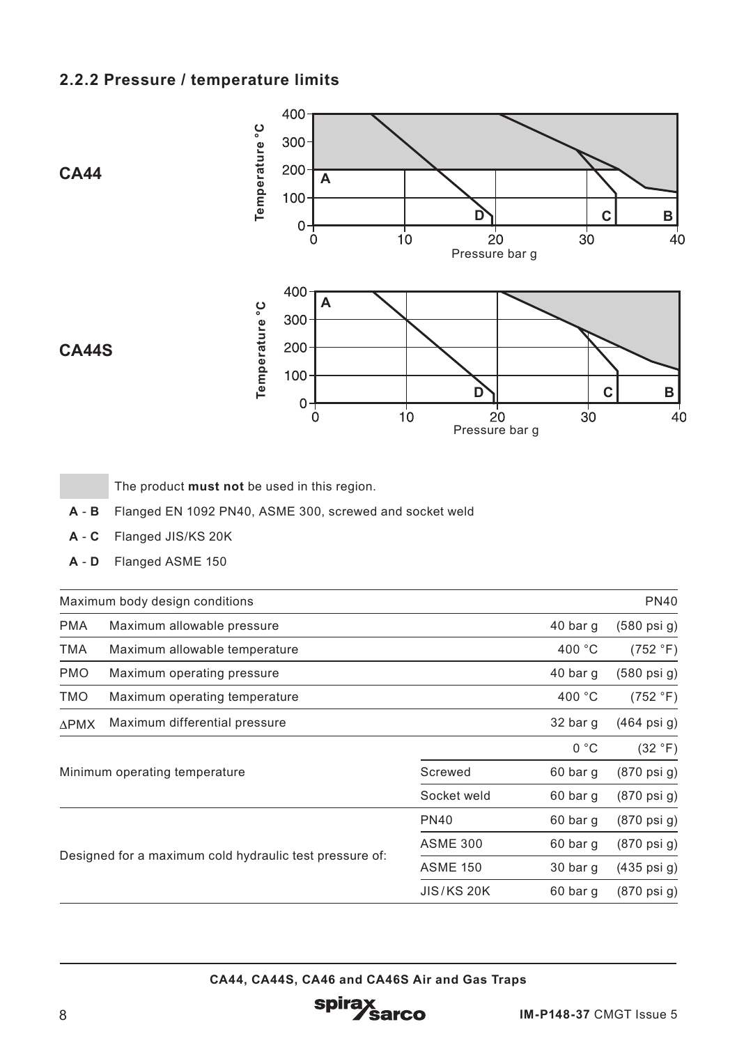### 2.2.2 Pressure / temperature limits

**CA44**

**CA44S**

The product **must not** be used in this region.

**A - B** Flanged EN 1092 PN40, ASME 300, screwed and socket weld

**A - C** Flanged JIS/KS 20K

**A - D** Flanged ASME 150

| Maximum body design conditions | | | | PN40 |
|---|---|---|---|---|
| PMA | Maximum allowable pressure | | 40 bar g | (580 psi g) |
| TMA | Maximum allowable temperature | | 400 °C | (752 °F) |
| PMO | Maximum operating pressure | | 40 bar g | (580 psi g) |
| TMO | Maximum operating temperature | | 400 °C | (752 °F) |
| ΔPMX | Maximum differential pressure | | 32 bar g | (464 psi g) |
| Minimum operating temperature | | | 0 °C | (32 °F) |
| | | Screwed | 60 bar g | (870 psi g) |
| | | Socket weld | 60 bar g | (870 psi g) |
| Designed for a maximum cold hydraulic test pressure of: | | PN40 | 60 bar g | (870 psi g) |
| | | ASME 300 | 60 bar g | (870 psi g) |
| | | ASME 150 | 30 bar g | (435 psi g) |
| | | JIS/KS 20K | 60 bar g | (870 psi g) |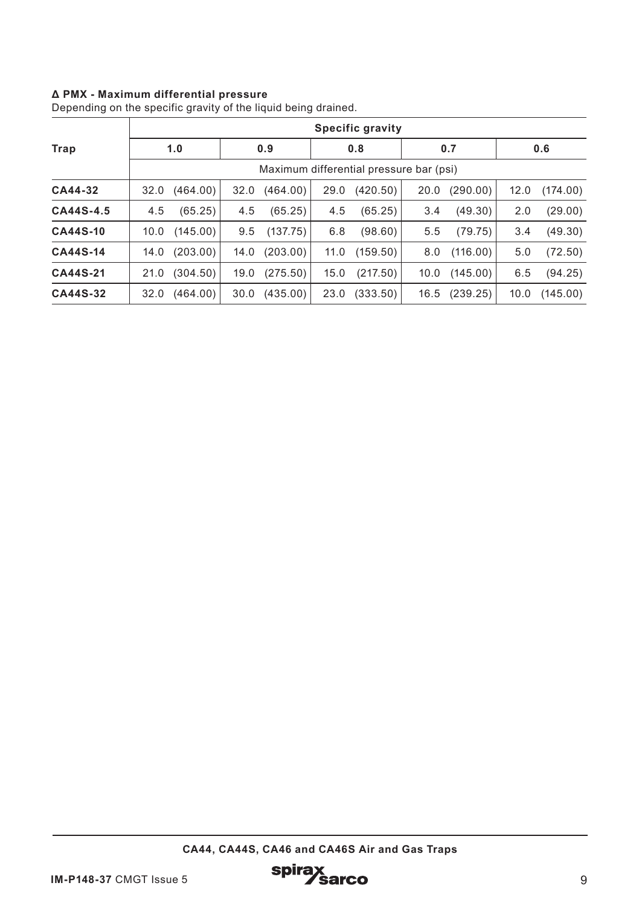**Δ PMX - Maximum differential pressure**

Depending on the specific gravity of the liquid being drained.

| Trap | Specific gravity | | | | | | | | | |
|---|---|---|---|---|---|---|---|---|---|---|
| | 1.0 | | 0.9 | | 0.8 | | 0.7 | | 0.6 | |
| | Maximum differential pressure bar (psi) | | | | | | | | | |
| **CA44-32** | 32.0 | (464.00) | 32.0 | (464.00) | 29.0 | (420.50) | 20.0 | (290.00) | 12.0 | (174.00) |
| **CA44S-4.5** | 4.5 | (65.25) | 4.5 | (65.25) | 4.5 | (65.25) | 3.4 | (49.30) | 2.0 | (29.00) |
| **CA44S-10** | 10.0 | (145.00) | 9.5 | (137.75) | 6.8 | (98.60) | 5.5 | (79.75) | 3.4 | (49.30) |
| **CA44S-14** | 14.0 | (203.00) | 14.0 | (203.00) | 11.0 | (159.50) | 8.0 | (116.00) | 5.0 | (72.50) |
| **CA44S-21** | 21.0 | (304.50) | 19.0 | (275.50) | 15.0 | (217.50) | 10.0 | (145.00) | 6.5 | (94.25) |
| **CA44S-32** | 32.0 | (464.00) | 30.0 | (435.00) | 23.0 | (333.50) | 16.5 | (239.25) | 10.0 | (145.00) |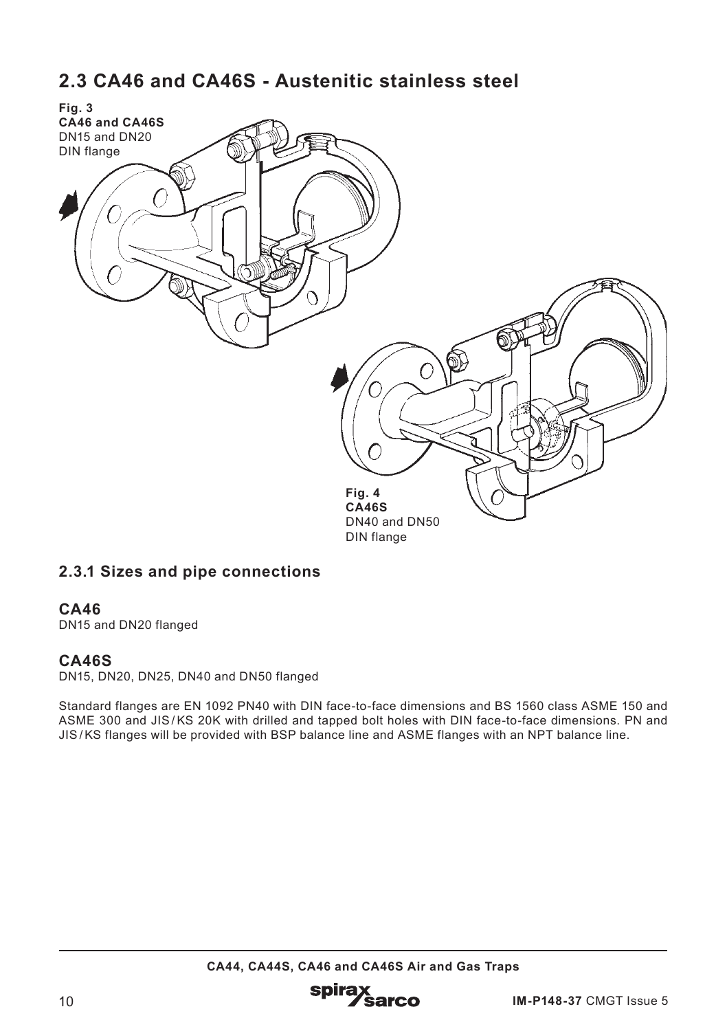## 2.3 CA46 and CA46S - Austenitic stainless steel

**Fig. 3**
**CA46 and CA46S**
DN15 and DN20
DIN flange

**Fig. 4**
**CA46S**
DN40 and DN50
DIN flange

### 2.3.1 Sizes and pipe connections

#### CA46
DN15 and DN20 flanged

#### CA46S
DN15, DN20, DN25, DN40 and DN50 flanged

Standard flanges are EN 1092 PN40 with DIN face-to-face dimensions and BS 1560 class ASME 150 and ASME 300 and JIS / KS 20K with drilled and tapped bolt holes with DIN face-to-face dimensions. PN and JIS / KS flanges will be provided with BSP balance line and ASME flanges with an NPT balance line.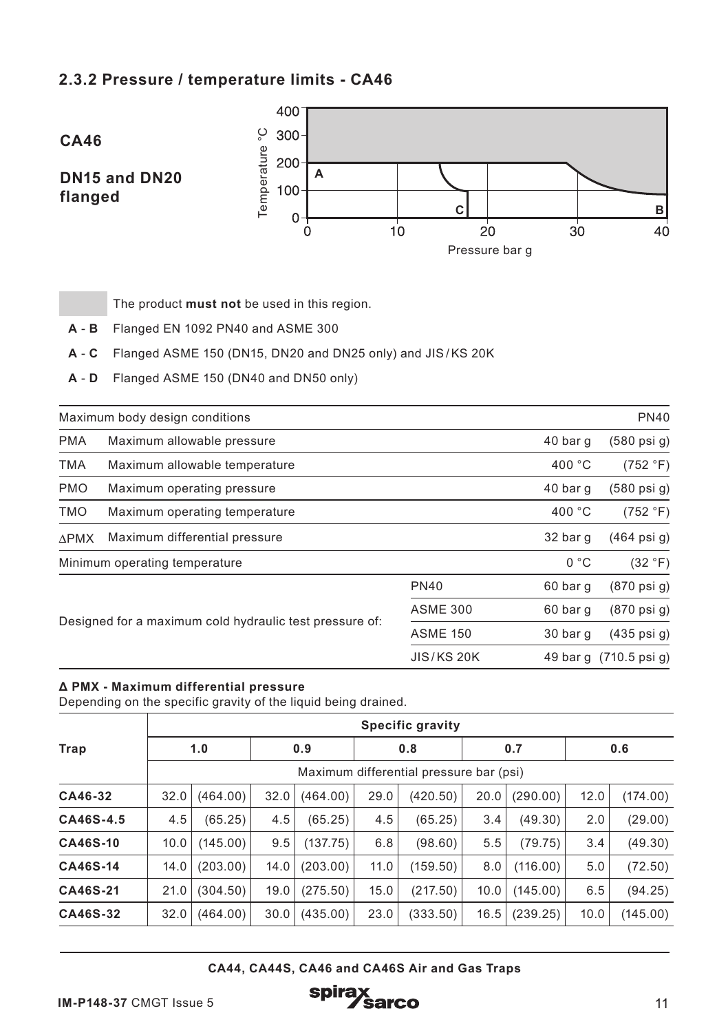### 2.3.2 Pressure / temperature limits - CA46

**CA46**

**DN15 and DN20 flanged**

The product **must not** be used in this region.

**A - B** Flanged EN 1092 PN40 and ASME 300

**A - C** Flanged ASME 150 (DN15, DN20 and DN25 only) and JIS/KS 20K

**A - D** Flanged ASME 150 (DN40 and DN50 only)

| Maximum body design conditions | | | | PN40 |
|---|---|---|---|---|
| PMA | Maximum allowable pressure | | 40 bar g | (580 psi g) |
| TMA | Maximum allowable temperature | | 400 °C | (752 °F) |
| PMO | Maximum operating pressure | | 40 bar g | (580 psi g) |
| TMO | Maximum operating temperature | | 400 °C | (752 °F) |
| ΔPMX | Maximum differential pressure | | 32 bar g | (464 psi g) |
| Minimum operating temperature | | | 0 °C | (32 °F) |
| Designed for a maximum cold hydraulic test pressure of: | | PN40 | 60 bar g | (870 psi g) |
| | | ASME 300 | 60 bar g | (870 psi g) |
| | | ASME 150 | 30 bar g | (435 psi g) |
| | | JIS/KS 20K | 49 bar g | (710.5 psi g) |

**Δ PMX - Maximum differential pressure**
Depending on the specific gravity of the liquid being drained.

| Trap | Specific gravity | | | | | | | | | |
|---|---|---|---|---|---|---|---|---|---|---|
| | 1.0 | | 0.9 | | 0.8 | | 0.7 | | 0.6 | |
| | Maximum differential pressure bar (psi) | | | | | | | | | |
| **CA46-32** | 32.0 | (464.00) | 32.0 | (464.00) | 29.0 | (420.50) | 20.0 | (290.00) | 12.0 | (174.00) |
| **CA46S-4.5** | 4.5 | (65.25) | 4.5 | (65.25) | 4.5 | (65.25) | 3.4 | (49.30) | 2.0 | (29.00) |
| **CA46S-10** | 10.0 | (145.00) | 9.5 | (137.75) | 6.8 | (98.60) | 5.5 | (79.75) | 3.4 | (49.30) |
| **CA46S-14** | 14.0 | (203.00) | 14.0 | (203.00) | 11.0 | (159.50) | 8.0 | (116.00) | 5.0 | (72.50) |
| **CA46S-21** | 21.0 | (304.50) | 19.0 | (275.50) | 15.0 | (217.50) | 10.0 | (145.00) | 6.5 | (94.25) |
| **CA46S-32** | 32.0 | (464.00) | 30.0 | (435.00) | 23.0 | (333.50) | 16.5 | (239.25) | 10.0 | (145.00) |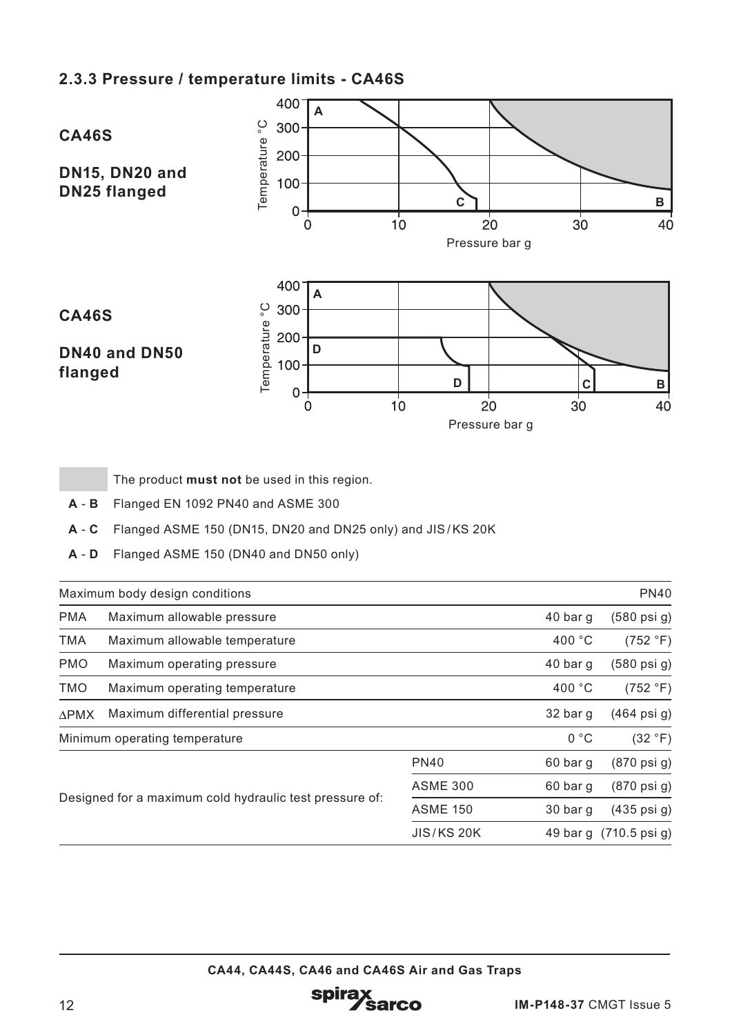### 2.3.3 Pressure / temperature limits - CA46S

**CA46S**

**DN15, DN20 and DN25 flanged**

**CA46S**

**DN40 and DN50 flanged**

The product **must not** be used in this region.

**A - B** Flanged EN 1092 PN40 and ASME 300

**A - C** Flanged ASME 150 (DN15, DN20 and DN25 only) and JIS / KS 20K

**A - D** Flanged ASME 150 (DN40 and DN50 only)

| Maximum body design conditions | | | | PN40 |
|---|---|---|---|---|
| PMA | Maximum allowable pressure | | 40 bar g | (580 psi g) |
| TMA | Maximum allowable temperature | | 400 °C | (752 °F) |
| PMO | Maximum operating pressure | | 40 bar g | (580 psi g) |
| TMO | Maximum operating temperature | | 400 °C | (752 °F) |
| ΔPMX | Maximum differential pressure | | 32 bar g | (464 psi g) |
| Minimum operating temperature | | | 0 °C | (32 °F) |
| Designed for a maximum cold hydraulic test pressure of: | | PN40 | 60 bar g | (870 psi g) |
| | | ASME 300 | 60 bar g | (870 psi g) |
| | | ASME 150 | 30 bar g | (435 psi g) |
| | | JIS / KS 20K | 49 bar g | (710.5 psi g) |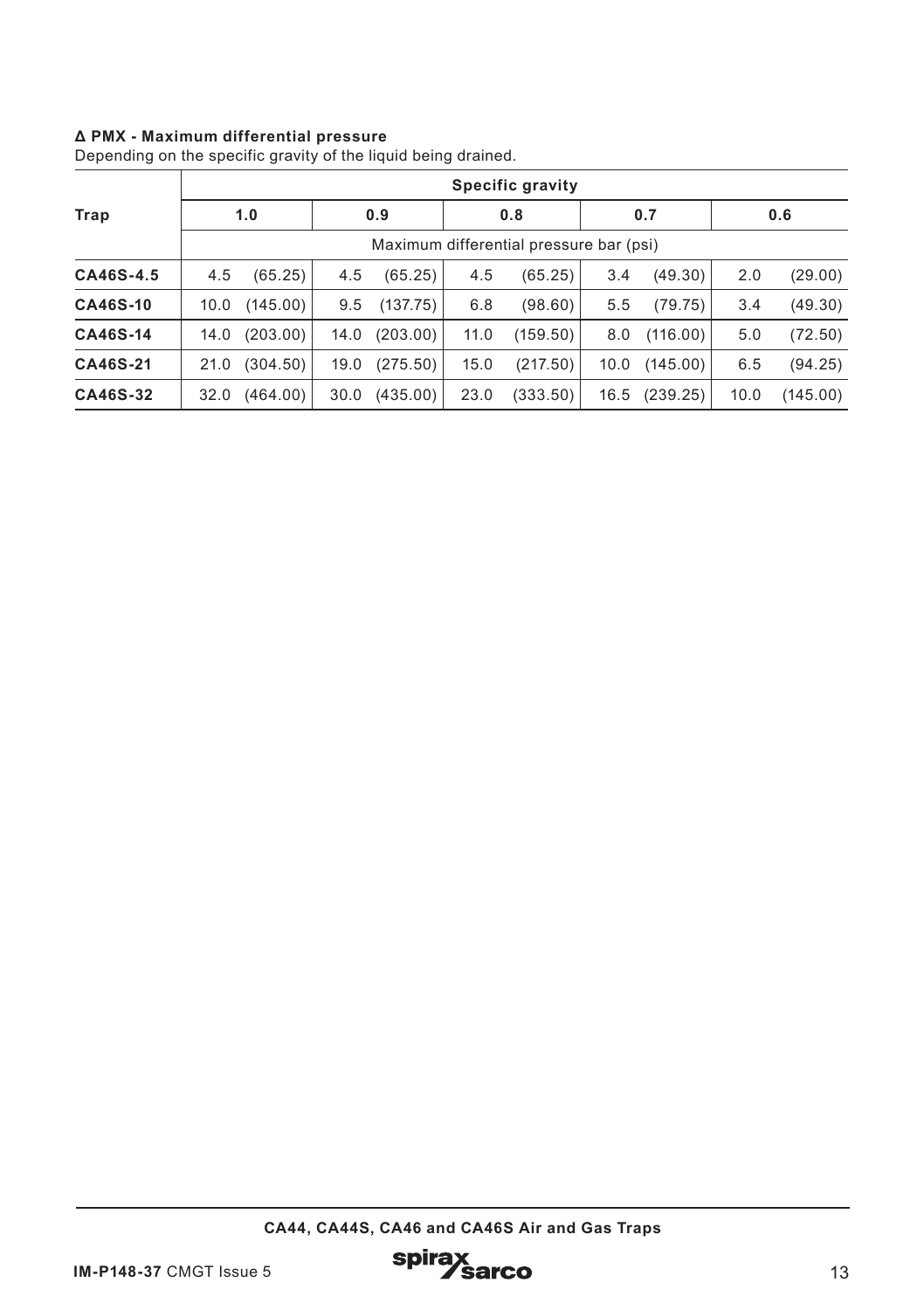**Δ PMX - Maximum differential pressure**

Depending on the specific gravity of the liquid being drained.

| Trap | Specific gravity | | | | | | | | | |
|---|---|---|---|---|---|---|---|---|---|---|
| | 1.0 | | 0.9 | | 0.8 | | 0.7 | | 0.6 | |
| | Maximum differential pressure bar (psi) | | | | | | | | | |
| **CA46S-4.5** | 4.5 | (65.25) | 4.5 | (65.25) | 4.5 | (65.25) | 3.4 | (49.30) | 2.0 | (29.00) |
| **CA46S-10** | 10.0 | (145.00) | 9.5 | (137.75) | 6.8 | (98.60) | 5.5 | (79.75) | 3.4 | (49.30) |
| **CA46S-14** | 14.0 | (203.00) | 14.0 | (203.00) | 11.0 | (159.50) | 8.0 | (116.00) | 5.0 | (72.50) |
| **CA46S-21** | 21.0 | (304.50) | 19.0 | (275.50) | 15.0 | (217.50) | 10.0 | (145.00) | 6.5 | (94.25) |
| **CA46S-32** | 32.0 | (464.00) | 30.0 | (435.00) | 23.0 | (333.50) | 16.5 | (239.25) | 10.0 | (145.00) |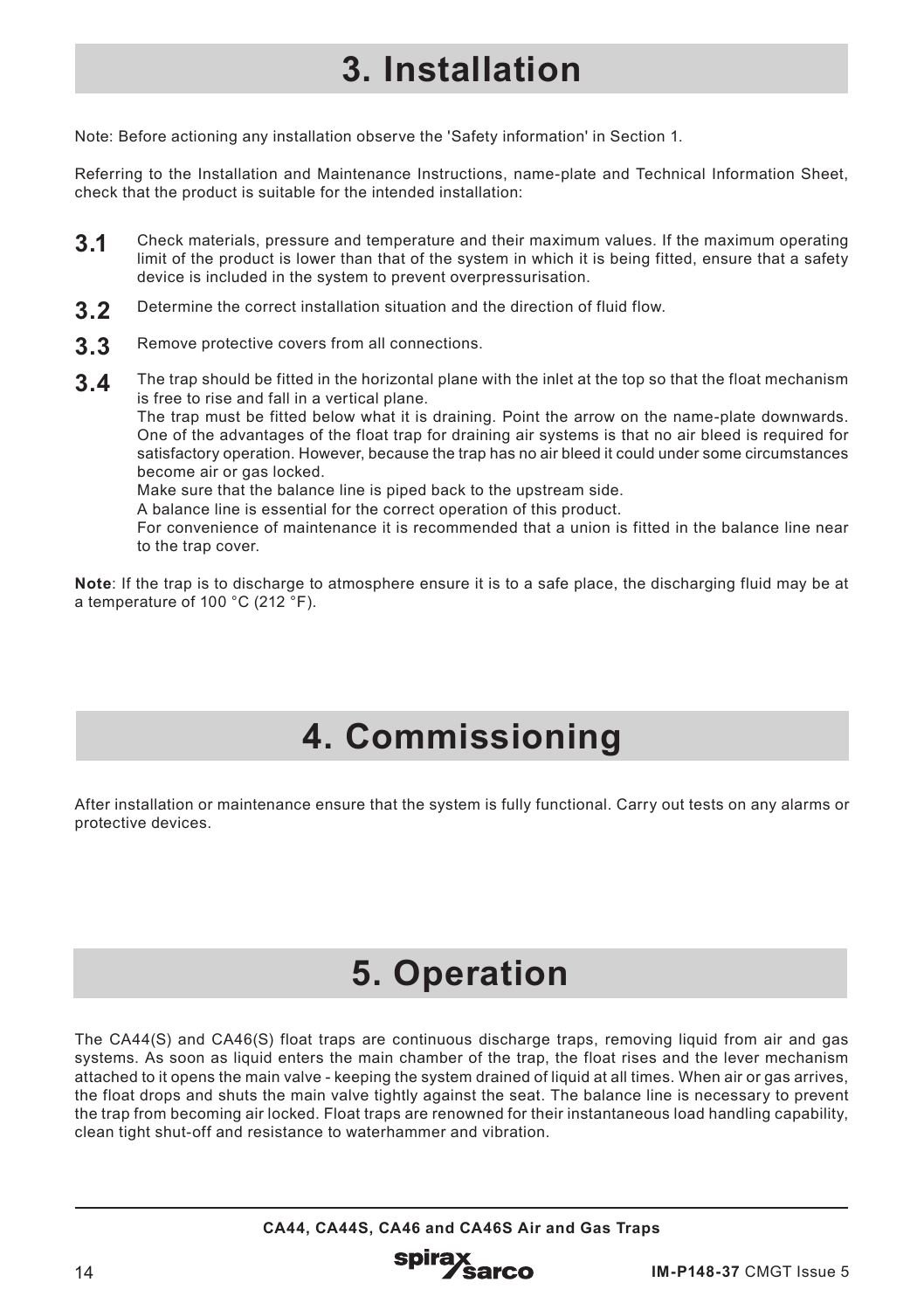# 3. Installation

Note: Before actioning any installation observe the 'Safety information' in Section 1.

Referring to the Installation and Maintenance Instructions, name-plate and Technical Information Sheet, check that the product is suitable for the intended installation:

**3.1** Check materials, pressure and temperature and their maximum values. If the maximum operating limit of the product is lower than that of the system in which it is being fitted, ensure that a safety device is included in the system to prevent overpressurisation.

**3.2** Determine the correct installation situation and the direction of fluid flow.

**3.3** Remove protective covers from all connections.

**3.4** The trap should be fitted in the horizontal plane with the inlet at the top so that the float mechanism is free to rise and fall in a vertical plane.
The trap must be fitted below what it is draining. Point the arrow on the name-plate downwards. One of the advantages of the float trap for draining air systems is that no air bleed is required for satisfactory operation. However, because the trap has no air bleed it could under some circumstances become air or gas locked.
Make sure that the balance line is piped back to the upstream side.
A balance line is essential for the correct operation of this product.
For convenience of maintenance it is recommended that a union is fitted in the balance line near to the trap cover.

**Note**: If the trap is to discharge to atmosphere ensure it is to a safe place, the discharging fluid may be at a temperature of 100 °C (212 °F).

# 4. Commissioning

After installation or maintenance ensure that the system is fully functional. Carry out tests on any alarms or protective devices.

# 5. Operation

The CA44(S) and CA46(S) float traps are continuous discharge traps, removing liquid from air and gas systems. As soon as liquid enters the main chamber of the trap, the float rises and the lever mechanism attached to it opens the main valve - keeping the system drained of liquid at all times. When air or gas arrives, the float drops and shuts the main valve tightly against the seat. The balance line is necessary to prevent the trap from becoming air locked. Float traps are renowned for their instantaneous load handling capability, clean tight shut-off and resistance to waterhammer and vibration.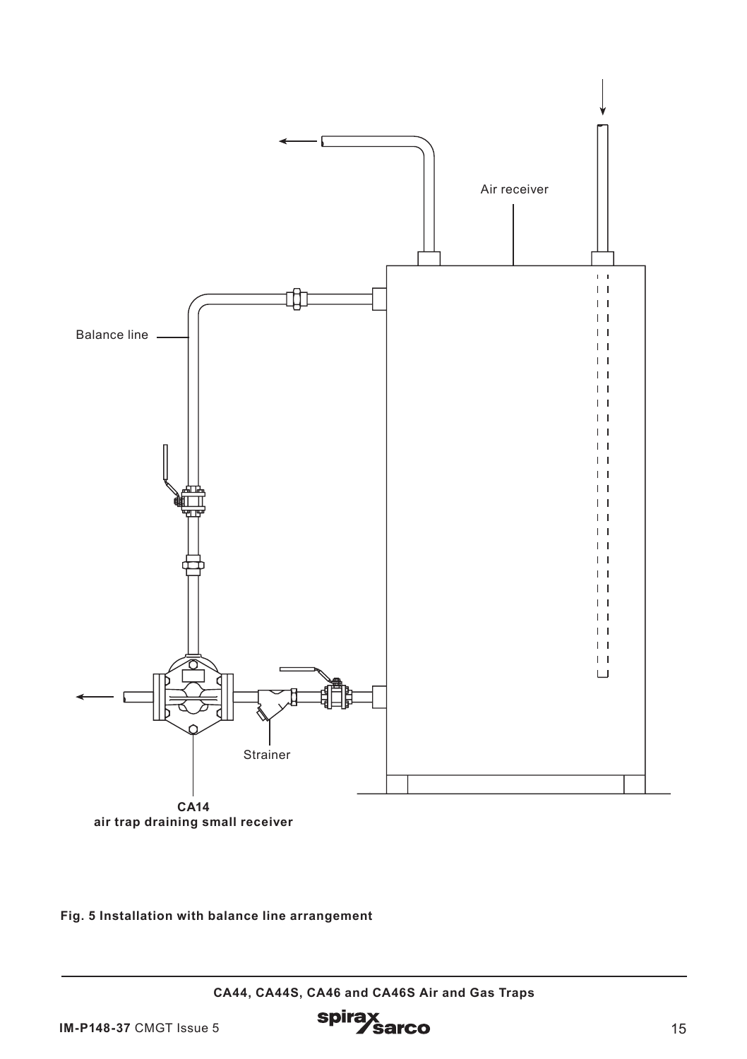Air receiver

Balance line

Strainer

**CA14**
**air trap draining small receiver**

**Fig. 5 Installation with balance line arrangement**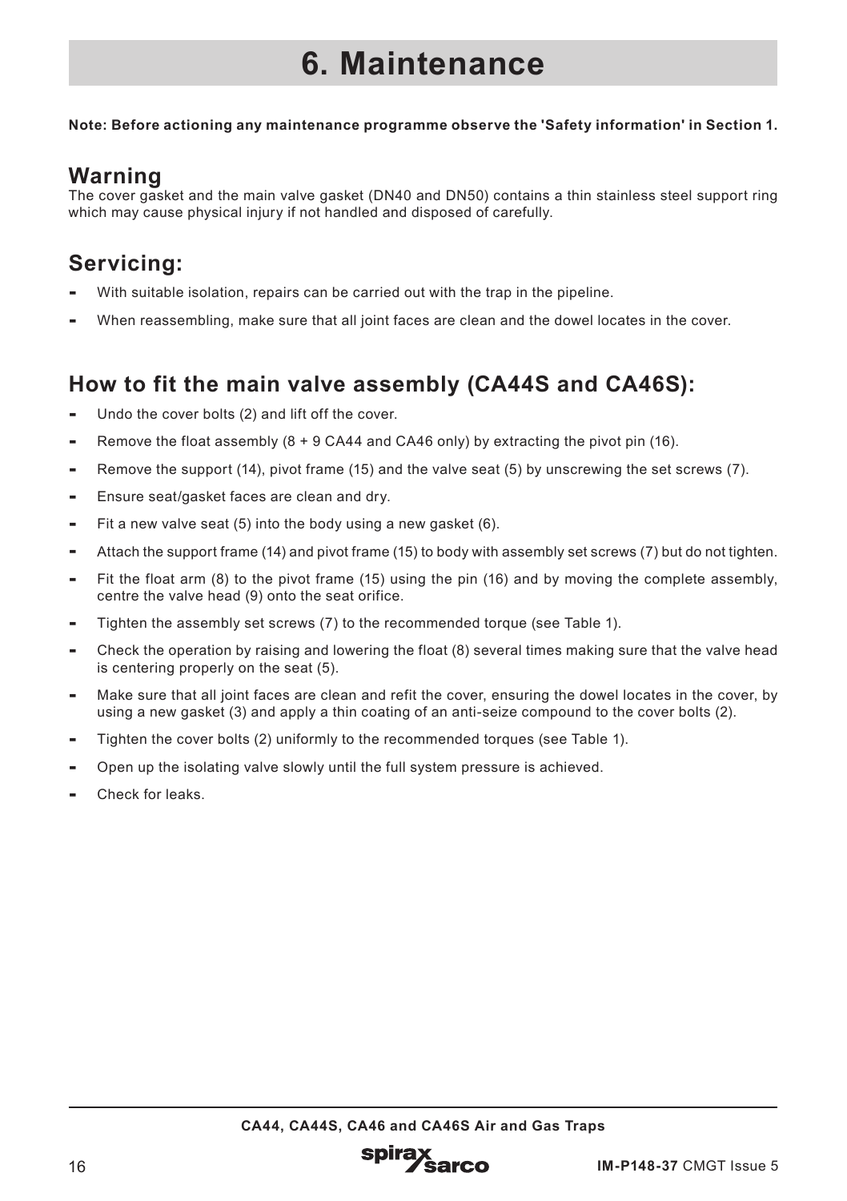# 6. Maintenance

**Note: Before actioning any maintenance programme observe the 'Safety information' in Section 1.**

## Warning

The cover gasket and the main valve gasket (DN40 and DN50) contains a thin stainless steel support ring which may cause physical injury if not handled and disposed of carefully.

## Servicing:

- With suitable isolation, repairs can be carried out with the trap in the pipeline.
- When reassembling, make sure that all joint faces are clean and the dowel locates in the cover.

## How to fit the main valve assembly (CA44S and CA46S):

- Undo the cover bolts (2) and lift off the cover.
- Remove the float assembly (8 + 9 CA44 and CA46 only) by extracting the pivot pin (16).
- Remove the support (14), pivot frame (15) and the valve seat (5) by unscrewing the set screws (7).
- Ensure seat/gasket faces are clean and dry.
- Fit a new valve seat (5) into the body using a new gasket (6).
- Attach the support frame (14) and pivot frame (15) to body with assembly set screws (7) but do not tighten.
- Fit the float arm (8) to the pivot frame (15) using the pin (16) and by moving the complete assembly, centre the valve head (9) onto the seat orifice.
- Tighten the assembly set screws (7) to the recommended torque (see Table 1).
- Check the operation by raising and lowering the float (8) several times making sure that the valve head is centering properly on the seat (5).
- Make sure that all joint faces are clean and refit the cover, ensuring the dowel locates in the cover, by using a new gasket (3) and apply a thin coating of an anti-seize compound to the cover bolts (2).
- Tighten the cover bolts (2) uniformly to the recommended torques (see Table 1).
- Open up the isolating valve slowly until the full system pressure is achieved.
- Check for leaks.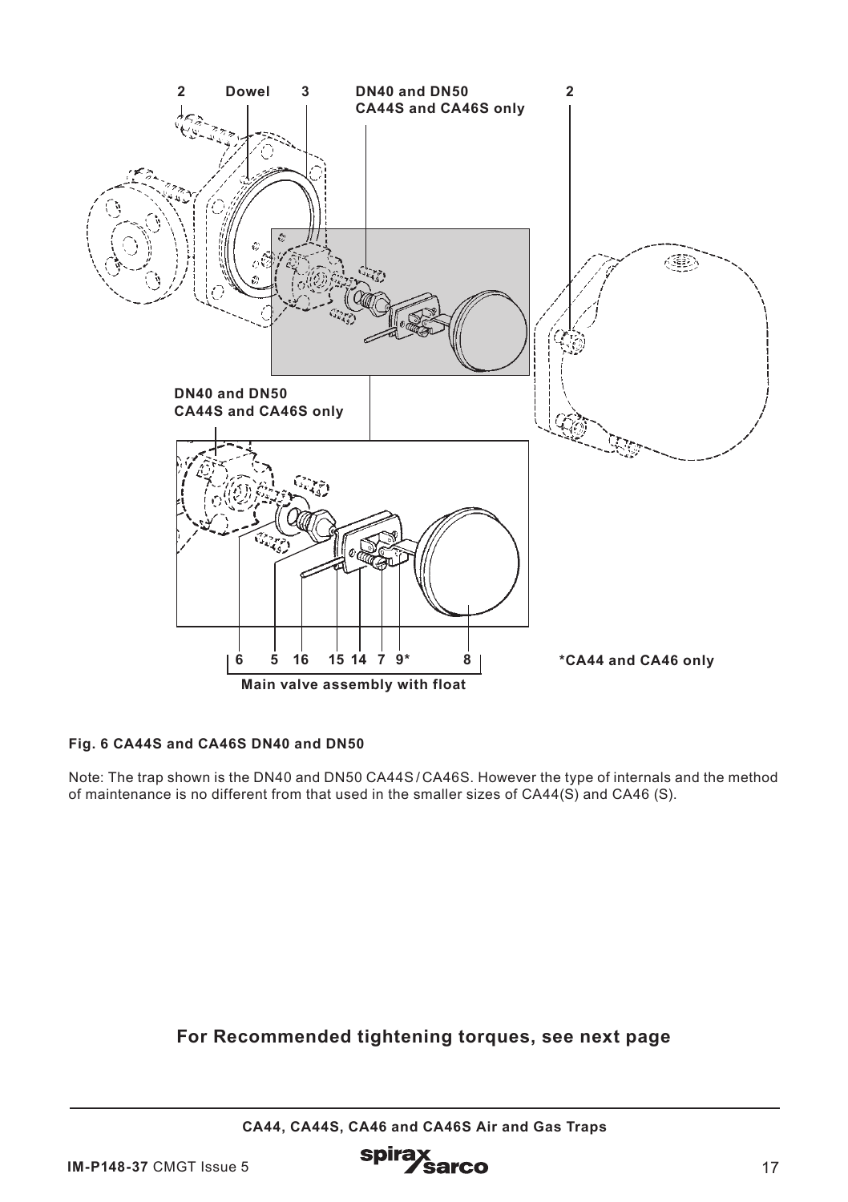2 Dowel 3 DN40 and DN50 CA44S and CA46S only 2

DN40 and DN50 CA44S and CA46S only

6 5 16 15 14 7 9* 8

Main valve assembly with float

*CA44 and CA46 only

**Fig. 6 CA44S and CA46S DN40 and DN50**

Note: The trap shown is the DN40 and DN50 CA44S / CA46S. However the type of internals and the method of maintenance is no different from that used in the smaller sizes of CA44(S) and CA46 (S).

## For Recommended tightening torques, see next page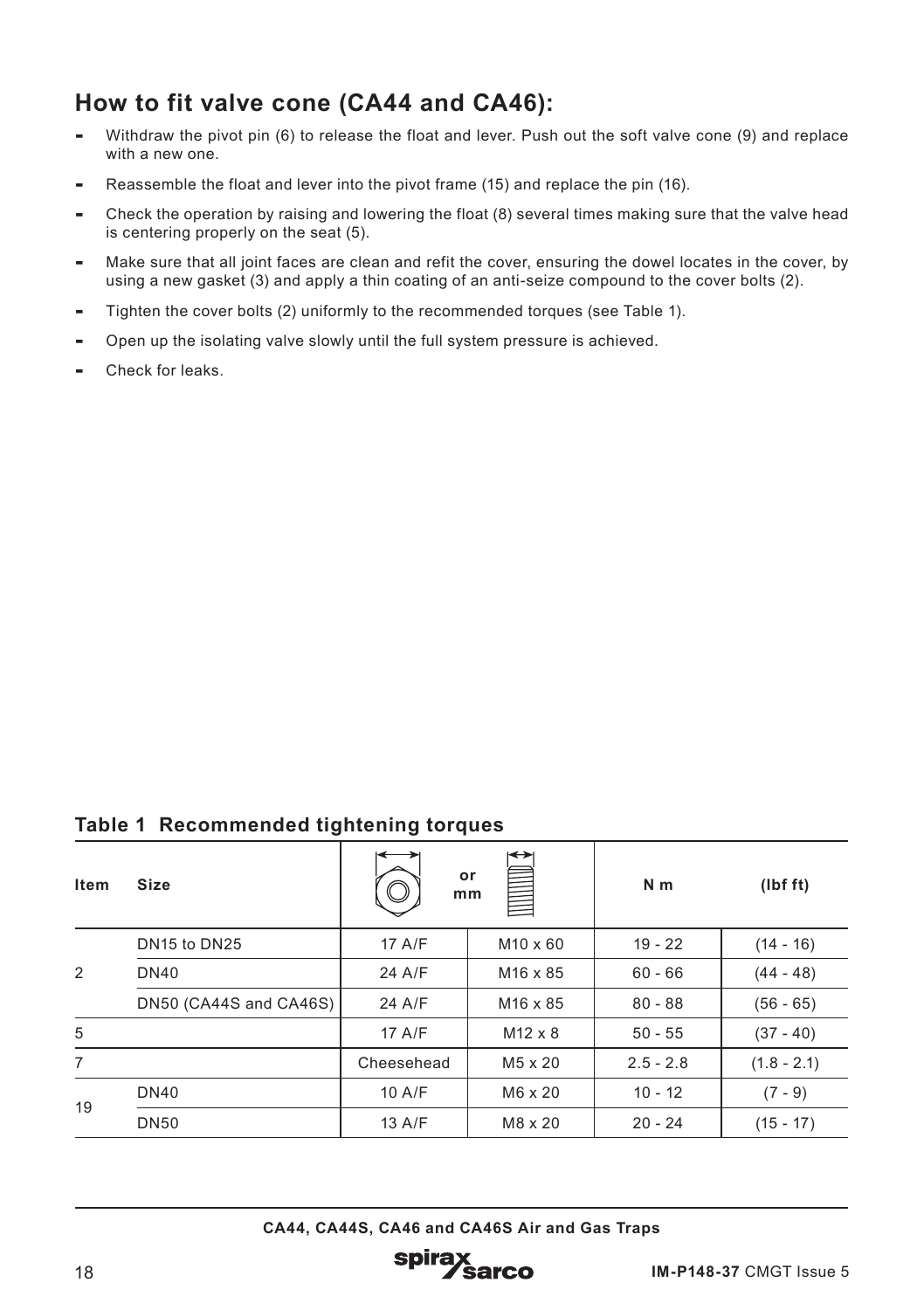## How to fit valve cone (CA44 and CA46):

- Withdraw the pivot pin (6) to release the float and lever. Push out the soft valve cone (9) and replace with a new one.
- Reassemble the float and lever into the pivot frame (15) and replace the pin (16).
- Check the operation by raising and lowering the float (8) several times making sure that the valve head is centering properly on the seat (5).
- Make sure that all joint faces are clean and refit the cover, ensuring the dowel locates in the cover, by using a new gasket (3) and apply a thin coating of an anti-seize compound to the cover bolts (2).
- Tighten the cover bolts (2) uniformly to the recommended torques (see Table 1).
- Open up the isolating valve slowly until the full system pressure is achieved.
- Check for leaks.

### Table 1 Recommended tightening torques

| Item | Size | or mm | | N m | (lbf ft) |
|---|---|---|---|---|---|
| 2 | DN15 to DN25 | 17 A/F | M10 x 60 | 19 - 22 | (14 - 16) |
| | DN40 | 24 A/F | M16 x 85 | 60 - 66 | (44 - 48) |
| | DN50 (CA44S and CA46S) | 24 A/F | M16 x 85 | 80 - 88 | (56 - 65) |
| 5 | | 17 A/F | M12 x 8 | 50 - 55 | (37 - 40) |
| 7 | | Cheesehead | M5 x 20 | 2.5 - 2.8 | (1.8 - 2.1) |
| 19 | DN40 | 10 A/F | M6 x 20 | 10 - 12 | (7 - 9) |
| | DN50 | 13 A/F | M8 x 20 | 20 - 24 | (15 - 17) |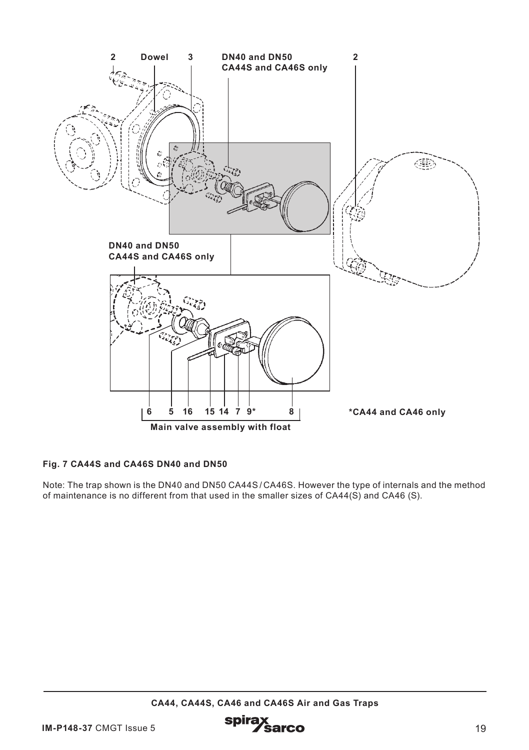**Fig. 7 CA44S and CA46S DN40 and DN50**

Note: The trap shown is the DN40 and DN50 CA44S / CA46S. However the type of internals and the method of maintenance is no different from that used in the smaller sizes of CA44(S) and CA46 (S).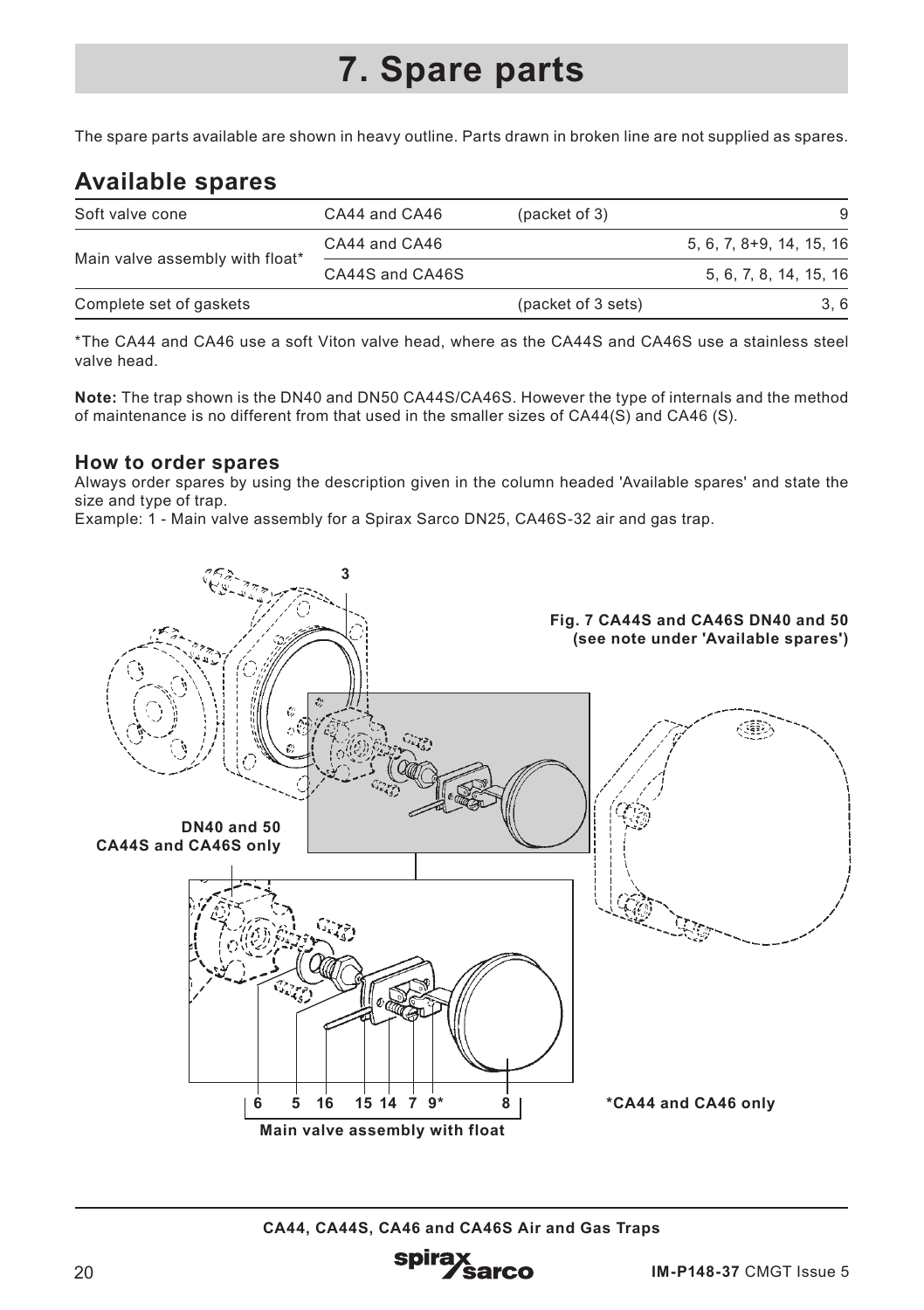# 7. Spare parts

The spare parts available are shown in heavy outline. Parts drawn in broken line are not supplied as spares.

## Available spares

| | | | |
|---|---|---|---|
| Soft valve cone | CA44 and CA46 | (packet of 3) | 9 |
| Main valve assembly with float* | CA44 and CA46 | | 5, 6, 7, 8+9, 14, 15, 16 |
| | CA44S and CA46S | | 5, 6, 7, 8, 14, 15, 16 |
| Complete set of gaskets | | (packet of 3 sets) | 3, 6 |

*The CA44 and CA46 use a soft Viton valve head, where as the CA44S and CA46S use a stainless steel valve head.

**Note:** The trap shown is the DN40 and DN50 CA44S/CA46S. However the type of internals and the method of maintenance is no different from that used in the smaller sizes of CA44(S) and CA46 (S).

### How to order spares

Always order spares by using the description given in the column headed 'Available spares' and state the size and type of trap.

Example: 1 - Main valve assembly for a Spirax Sarco DN25, CA46S-32 air and gas trap.

3

**Fig. 7 CA44S and CA46S DN40 and 50 (see note under 'Available spares')**

**DN40 and 50 CA44S and CA46S only**

6 5 16 15 14 7 9* 8

**Main valve assembly with float**

***CA44 and CA46 only**